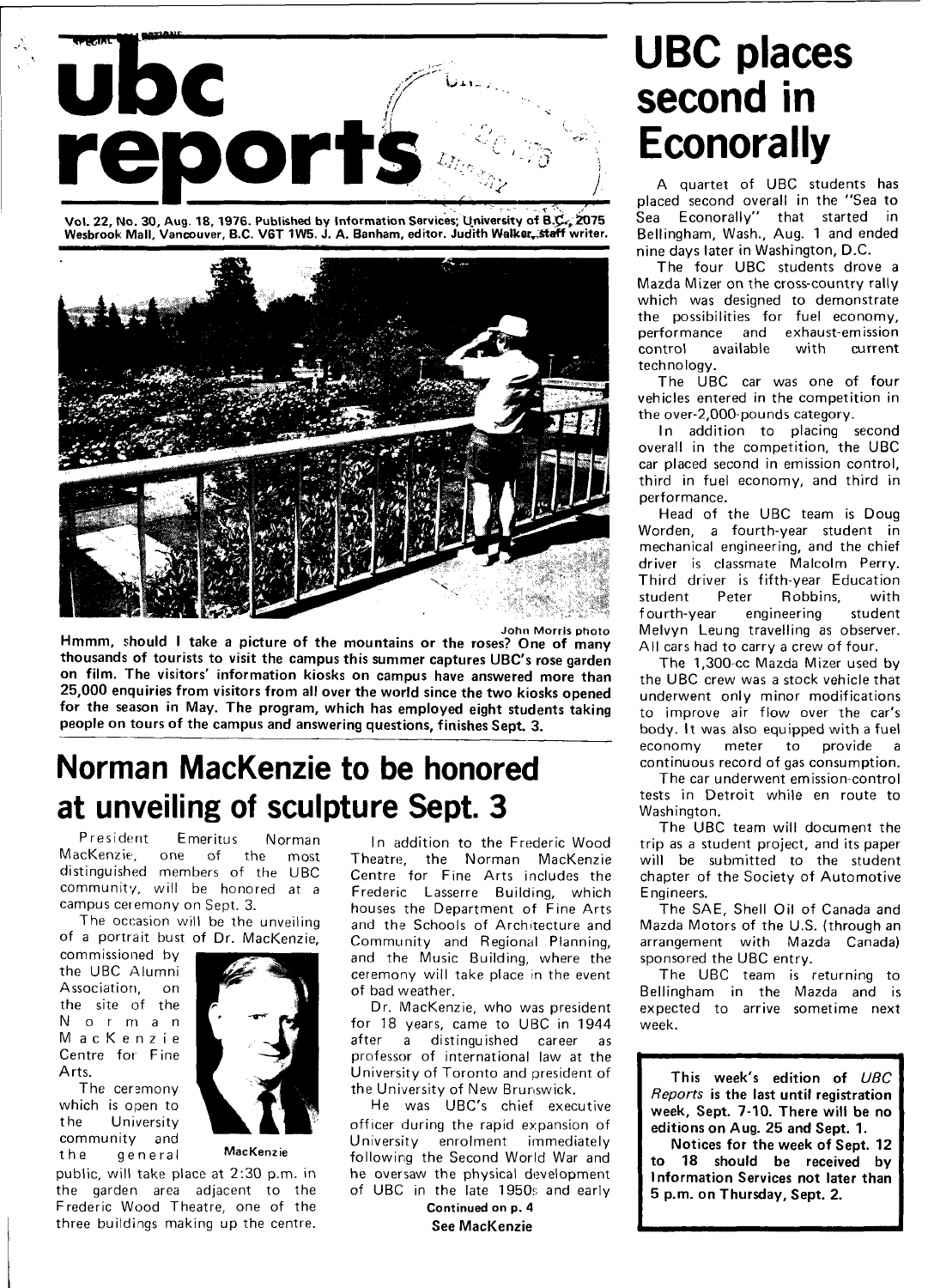# ubc reports

Vol. 22, No. 30, Aug. 18, 1976. Published by Information Services, University of B.C., 2075 Wesbrook Mall, Vancouver, B.C. V6T 1W5. J. A. Banham, editor. Judith Walker, staff writer.

John Morris photo

**Hmmm, should I take a picture of the mountains or the roses? One of many thousands of tourists to visit the campus this summer captures UBC's rose garden on film. The visitors' information kiosks on campus have answered more than 25,000 enquiries from visitors from all over the world since the two kiosks opened for the season in May. The program, which has employed eight students taking people on tours of the campus and answering questions, finishes Sept. 3.**

## Norman MacKenzie to be honored at unveiling of sculpture Sept. 3

President Emeritus Norman MacKenzie, one of the most distinguished members of the UBC community, will be honored at a campus ceremony on Sept. 3.

The occasion will be the unveiling of a portrait bust of Dr. MacKenzie, commissioned by the UBC Alumni Association, on the site of the Norman MacKenzie Centre for Fine Arts.

MacKenzie

The ceremony which is open to the University community and the general public, will take place at 2:30 p.m. in the garden area adjacent to the Frederic Wood Theatre, one of the three buildings making up the centre.

In addition to the Frederic Wood Theatre, the Norman MacKenzie Centre for Fine Arts includes the Frederic Lasserre Building, which houses the Department of Fine Arts and the Schools of Architecture and Community and Regional Planning, and the Music Building, where the ceremony will take place in the event of bad weather.

Dr. MacKenzie, who was president for 18 years, came to UBC in 1944 after a distinguished career as professor of international law at the University of Toronto and president of the University of New Brunswick.

He was UBC's chief executive officer during the rapid expansion of University enrolment immediately following the Second World War and he oversaw the physical development of UBC in the late 1950s and early

**Continued on p. 4**
**See MacKenzie**

## UBC places second in Econorally

A quartet of UBC students has placed second overall in the "Sea to Sea Econorally" that started in Bellingham, Wash., Aug. 1 and ended nine days later in Washington, D.C.

The four UBC students drove a Mazda Mizer on the cross-country rally which was designed to demonstrate the possibilities for fuel economy, performance and exhaust-emission control available with current technology.

The UBC car was one of four vehicles entered in the competition in the over-2,000-pounds category.

In addition to placing second overall in the competition, the UBC car placed second in emission control, third in fuel economy, and third in performance.

Head of the UBC team is Doug Worden, a fourth-year student in mechanical engineering, and the chief driver is classmate Malcolm Perry. Third driver is fifth-year Education student Peter Robbins, with fourth-year engineering student Melvyn Leung travelling as observer. All cars had to carry a crew of four.

The 1,300-cc Mazda Mizer used by the UBC crew was a stock vehicle that underwent only minor modifications to improve air flow over the car's body. It was also equipped with a fuel economy meter to provide a continuous record of gas consumption.

The car underwent emission-control tests in Detroit while en route to Washington.

The UBC team will document the trip as a student project, and its paper will be submitted to the student chapter of the Society of Automotive Engineers.

The SAE, Shell Oil of Canada and Mazda Motors of the U.S. (through an arrangement with Mazda Canada) sponsored the UBC entry.

The UBC team is returning to Bellingham in the Mazda and is expected to arrive sometime next week.

**This week's edition of *UBC Reports* is the last until registration week, Sept. 7-10. There will be no editions on Aug. 25 and Sept. 1.**

**Notices for the week of Sept. 12 to 18 should be received by Information Services not later than 5 p.m. on Thursday, Sept. 2.**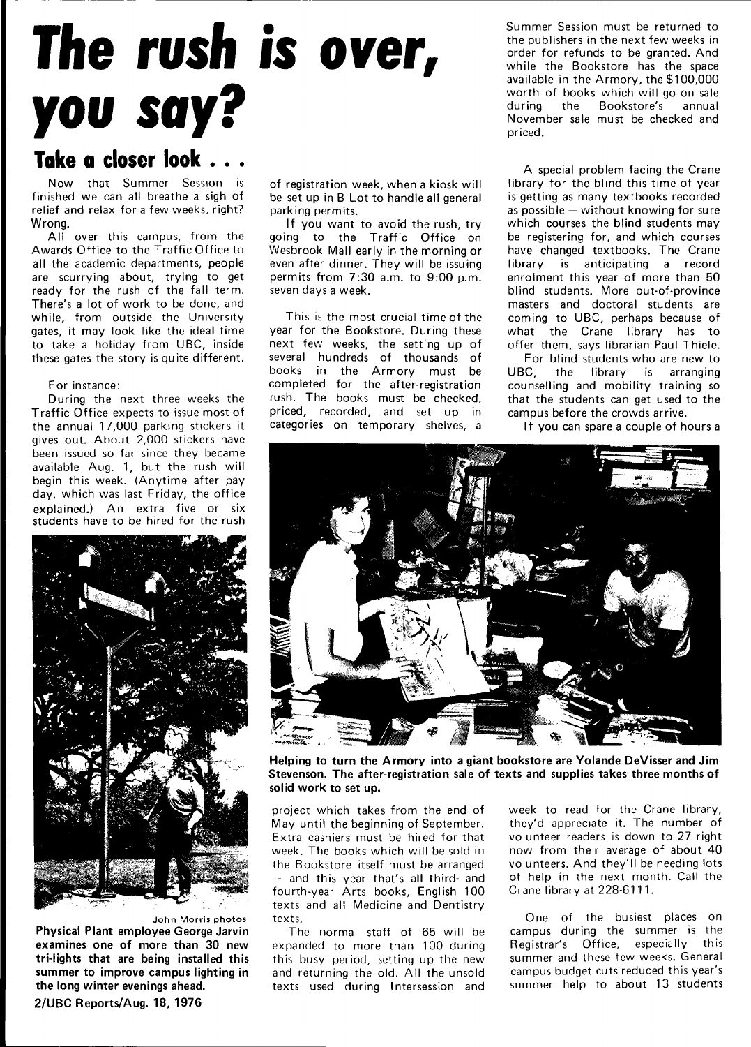# The rush is over, you say?

## Take a closer look . . .

Now that Summer Session is finished we can all breathe a sigh of relief and relax for a few weeks, right? Wrong.

All over this campus, from the Awards Office to the Traffic Office to all the academic departments, people are scurrying about, trying to get ready for the rush of the fall term. There's a lot of work to be done, and while, from outside the University gates, it may look like the ideal time to take a holiday from UBC, inside these gates the story is quite different.

For instance:

During the next three weeks the Traffic Office expects to issue most of the annual 17,000 parking stickers it gives out. About 2,000 stickers have been issued so far since they became available Aug. 1, but the rush will begin this week. (Anytime after pay day, which was last Friday, the office explained.) An extra five or six students have to be hired for the rush of registration week, when a kiosk will be set up in B Lot to handle all general parking permits.

If you want to avoid the rush, try going to the Traffic Office on Wesbrook Mall early in the morning or even after dinner. They will be issuing permits from 7:30 a.m. to 9:00 p.m. seven days a week.

This is the most crucial time of the year for the Bookstore. During these next few weeks, the setting up of several hundreds of thousands of books in the Armory must be completed for the after-registration rush. The books must be checked, priced, recorded, and set up in categories on temporary shelves, a project which takes from the end of May until the beginning of September. Extra cashiers must be hired for that week. The books which will be sold in the Bookstore itself must be arranged — and this year that's all third- and fourth-year Arts books, English 100 texts and all Medicine and Dentistry texts.

The normal staff of 65 will be expanded to more than 100 during this busy period, setting up the new and returning the old. All the unsold texts used during Intersession and Summer Session must be returned to the publishers in the next few weeks in order for refunds to be granted. And while the Bookstore has the space available in the Armory, the $100,000 worth of books which will go on sale during the Bookstore's annual November sale must be checked and priced.

A special problem facing the Crane library for the blind this time of year is getting as many textbooks recorded as possible — without knowing for sure which courses the blind students may be registering for, and which courses have changed textbooks. The Crane library is anticipating a record enrolment this year of more than 50 blind students. More out-of-province masters and doctoral students are coming to UBC, perhaps because of what the Crane library has to offer them, says librarian Paul Thiele.

For blind students who are new to UBC, the library is arranging counselling and mobility training so that the students can get used to the campus before the crowds arrive.

If you can spare a couple of hours a week to read for the Crane library, they'd appreciate it. The number of volunteer readers is down to 27 right now from their average of about 40 volunteers. And they'll be needing lots of help in the next month. Call the Crane library at 228-6111.

One of the busiest places on campus during the summer is the Registrar's Office, especially this summer and these few weeks. General campus budget cuts reduced this year's summer help to about 13 students

John Morris photos

**Physical Plant employee George Jarvin examines one of more than 30 new tri-lights that are being installed this summer to improve campus lighting in the long winter evenings ahead.**

**Helping to turn the Armory into a giant bookstore are Yolande DeVisser and Jim Stevenson. The after-registration sale of texts and supplies takes three months of solid work to set up.**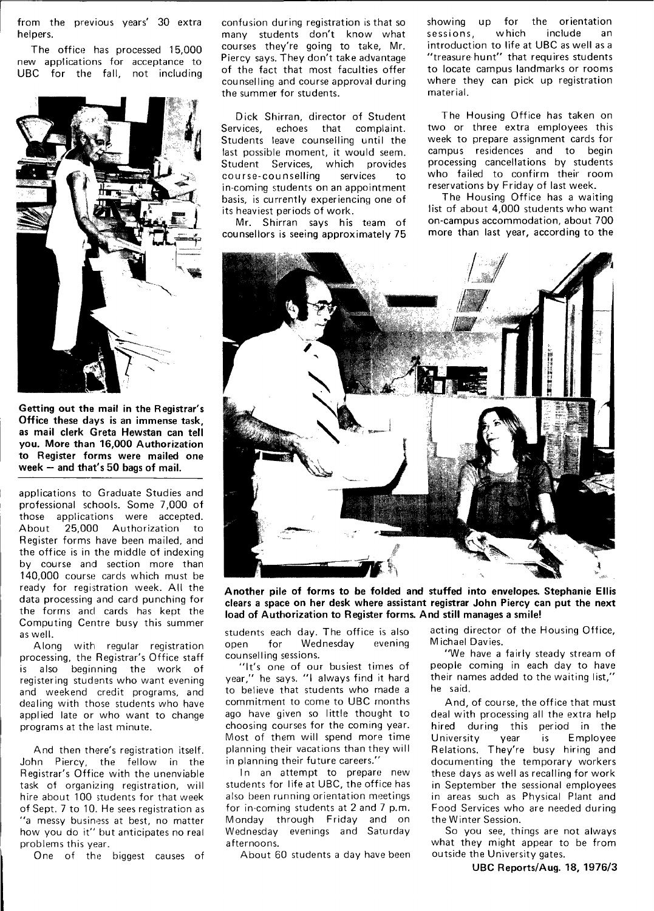from the previous years' 30 extra helpers.

The office has processed 15,000 new applications for acceptance to UBC for the fall, not including applications to Graduate Studies and professional schools. Some 7,000 of those applications were accepted. About 25,000 Authorization to Register forms have been mailed, and the office is in the middle of indexing by course and section more than 140,000 course cards which must be ready for registration week. All the data processing and card punching for the forms and cards has kept the Computing Centre busy this summer as well.

**Getting out the mail in the Registrar's Office these days is an immense task, as mail clerk Greta Hewstan can tell you. More than 16,000 Authorization to Register forms were mailed one week — and that's 50 bags of mail.**

Along with regular registration processing, the Registrar's Office staff is also beginning the work of registering students who want evening and weekend credit programs, and dealing with those students who have applied late or who want to change programs at the last minute.

And then there's registration itself. John Piercy, the fellow in the Registrar's Office with the unenviable task of organizing registration, will hire about 100 students for that week of Sept. 7 to 10. He sees registration as "a messy business at best, no matter how you do it" but anticipates no real problems this year.

One of the biggest causes of confusion during registration is that so many students don't know what courses they're going to take, Mr. Piercy says. They don't take advantage of the fact that most faculties offer counselling and course approval during the summer for students.

Dick Shirran, director of Student Services, echoes that complaint. Students leave counselling until the last possible moment, it would seem. Student Services, which provides course-counselling services to in-coming students on an appointment basis, is currently experiencing one of its heaviest periods of work.

Mr. Shirran says his team of counsellors is seeing approximately 75 students each day. The office is also open for Wednesday evening counselling sessions.

"It's one of our busiest times of year," he says. "I always find it hard to believe that students who made a commitment to come to UBC months ago have given so little thought to choosing courses for the coming year. Most of them will spend more time planning their vacations than they will in planning their future careers."

In an attempt to prepare new students for life at UBC, the office has also been running orientation meetings for in-coming students at 2 and 7 p.m. Monday through Friday and on Wednesday evenings and Saturday afternoons.

About 60 students a day have been showing up for the orientation sessions, which include an introduction to life at UBC as well as a "treasure hunt" that requires students to locate campus landmarks or rooms where they can pick up registration material.

The Housing Office has taken on two or three extra employees this week to prepare assignment cards for campus residences and to begin processing cancellations by students who failed to confirm their room reservations by Friday of last week.

The Housing Office has a waiting list of about 4,000 students who want on-campus accommodation, about 700 more than last year, according to the acting director of the Housing Office, Michael Davies.

**Another pile of forms to be folded and stuffed into envelopes. Stephanie Ellis clears a space on her desk where assistant registrar John Piercy can put the next load of Authorization to Register forms. And still manages a smile!**

"We have a fairly steady stream of people coming in each day to have their names added to the waiting list," he said.

And, of course, the office that must deal with processing all the extra help hired during this period in the University year is Employee Relations. They're busy hiring and documenting the temporary workers these days as well as recalling for work in September the sessional employees in areas such as Physical Plant and Food Services who are needed during the Winter Session.

So you see, things are not always what they might appear to be from outside the University gates.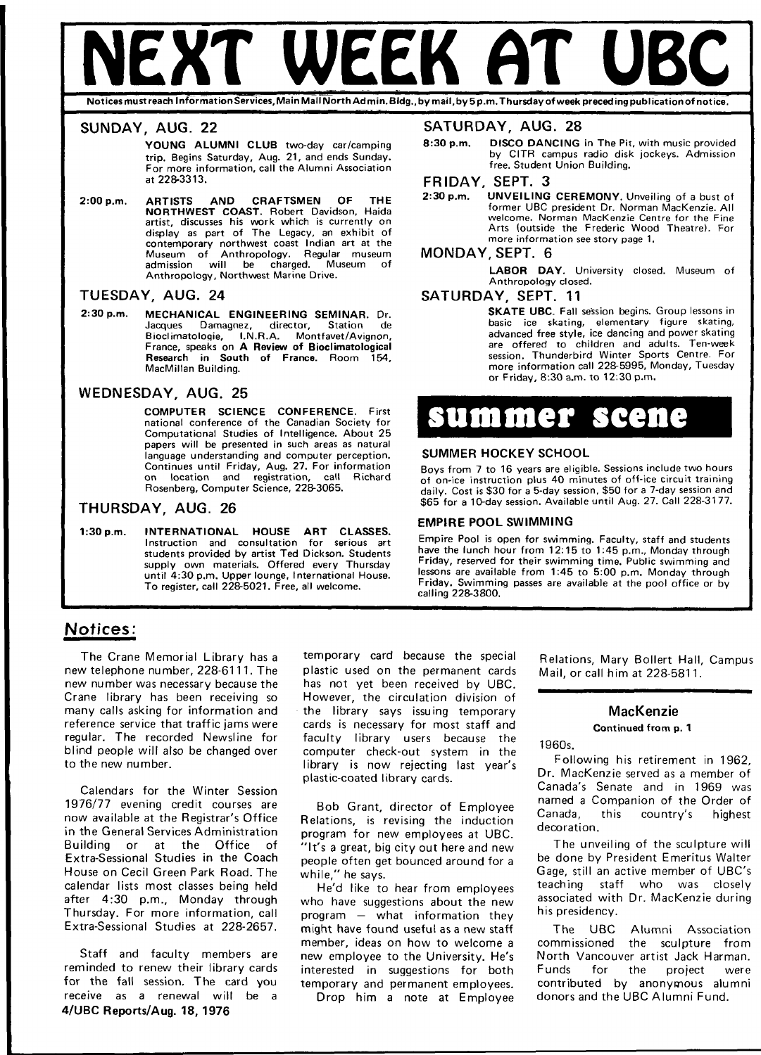# NEXT WEEK AT UBC

**Notices must reach Information Services, Main Mall North Admin. Bldg., by mail, by 5 p.m. Thursday of week preceding publication of notice.**

## SUNDAY, AUG. 22

**YOUNG ALUMNI CLUB** two-day car/camping trip. Begins Saturday, Aug. 21, and ends Sunday. For more information, call the Alumni Association at 228-3313.

**2:00 p.m.** **ARTISTS AND CRAFTSMEN OF THE NORTHWEST COAST.** Robert Davidson, Haida artist, discusses his work which is currently on display as part of The Legacy, an exhibit of contemporary northwest coast Indian art at the Museum of Anthropology. Regular museum admission will be charged. Museum of Anthropology, Northwest Marine Drive.

## TUESDAY, AUG. 24

**2:30 p.m.** **MECHANICAL ENGINEERING SEMINAR.** Dr. Jacques Damagnez, director, Station de Bioclimatologie, I.N.R.A. Montfavet/Avignon, France, speaks on **A Review of Bioclimatological Research in South of France.** Room 154, MacMillan Building.

## WEDNESDAY, AUG. 25

**COMPUTER SCIENCE CONFERENCE.** First national conference of the Canadian Society for Computational Studies of Intelligence. About 25 papers will be presented in such areas as natural language understanding and computer perception. Continues until Friday, Aug. 27. For information on location and registration, call Richard Rosenberg, Computer Science, 228-3065.

## THURSDAY, AUG. 26

**1:30 p.m.** **INTERNATIONAL HOUSE ART CLASSES.** Instruction and consultation for serious art students provided by artist Ted Dickson. Students supply own materials. Offered every Thursday until 4:30 p.m. Upper lounge, International House. To register, call 228-5021. Free, all welcome.

## SATURDAY, AUG. 28

**8:30 p.m.** **DISCO DANCING** in The Pit, with music provided by CITR campus radio disk jockeys. Admission free. Student Union Building.

## FRIDAY, SEPT. 3

**2:30 p.m.** **UNVEILING CEREMONY.** Unveiling of a bust of former UBC president Dr. Norman MacKenzie. All welcome. Norman MacKenzie Centre for the Fine Arts (outside the Frederic Wood Theatre). For more information see story page 1.

## MONDAY, SEPT. 6

**LABOR DAY.** University closed. Museum of Anthropology closed.

## SATURDAY, SEPT. 11

**SKATE UBC.** Fall session begins. Group lessons in basic ice skating, elementary figure skating, advanced free style, ice dancing and power skating are offered to children and adults. Ten-week session. Thunderbird Winter Sports Centre. For more information call 228-5995, Monday, Tuesday or Friday, 8:30 a.m. to 12:30 p.m.

## summer scene

### SUMMER HOCKEY SCHOOL

Boys from 7 to 16 years are eligible. Sessions include two hours of on-ice instruction plus 40 minutes of off-ice circuit training daily. Cost is $30 for a 5-day session, $50 for a 7-day session and $65 for a 10-day session. Available until Aug. 27. Call 228-3177.

### EMPIRE POOL SWIMMING

Empire Pool is open for swimming. Faculty, staff and students have the lunch hour from 12:15 to 1:45 p.m., Monday through Friday, reserved for their swimming time. Public swimming and lessons are available from 1:45 to 5:00 p.m. Monday through Friday. Swimming passes are available at the pool office or by calling 228-3800.

## Notices:

The Crane Memorial Library has a new telephone number, 228-6111. The new number was necessary because the Crane library has been receiving so many calls asking for information and reference service that traffic jams were regular. The recorded Newsline for blind people will also be changed over to the new number.

Calendars for the Winter Session 1976/77 evening credit courses are now available at the Registrar's Office in the General Services Administration Building or at the Office of Extra-Sessional Studies in the Coach House on Cecil Green Park Road. The calendar lists most classes being held after 4:30 p.m., Monday through Thursday. For more information, call Extra-Sessional Studies at 228-2657.

Staff and faculty members are reminded to renew their library cards for the fall session. The card you receive as a renewal will be a temporary card because the special plastic used on the permanent cards has not yet been received by UBC. However, the circulation division of the library says issuing temporary cards is necessary for most staff and faculty library users because the computer check-out system in the library is now rejecting last year's plastic-coated library cards.

Bob Grant, director of Employee Relations, is revising the induction program for new employees at UBC. "It's a great, big city out here and new people often get bounced around for a while," he says.

He'd like to hear from employees who have suggestions about the new program — what information they might have found useful as a new staff member, ideas on how to welcome a new employee to the University. He's interested in suggestions for both temporary and permanent employees.

Drop him a note at Employee Relations, Mary Bollert Hall, Campus Mail, or call him at 228-5811.

### MacKenzie

**Continued from p. 1**

1960s.

Following his retirement in 1962, Dr. MacKenzie served as a member of Canada's Senate and in 1969 was named a Companion of the Order of Canada, this country's highest decoration.

The unveiling of the sculpture will be done by President Emeritus Walter Gage, still an active member of UBC's teaching staff who was closely associated with Dr. MacKenzie during his presidency.

The UBC Alumni Association commissioned the sculpture from North Vancouver artist Jack Harman. Funds for the project were contributed by anonymous alumni donors and the UBC Alumni Fund.